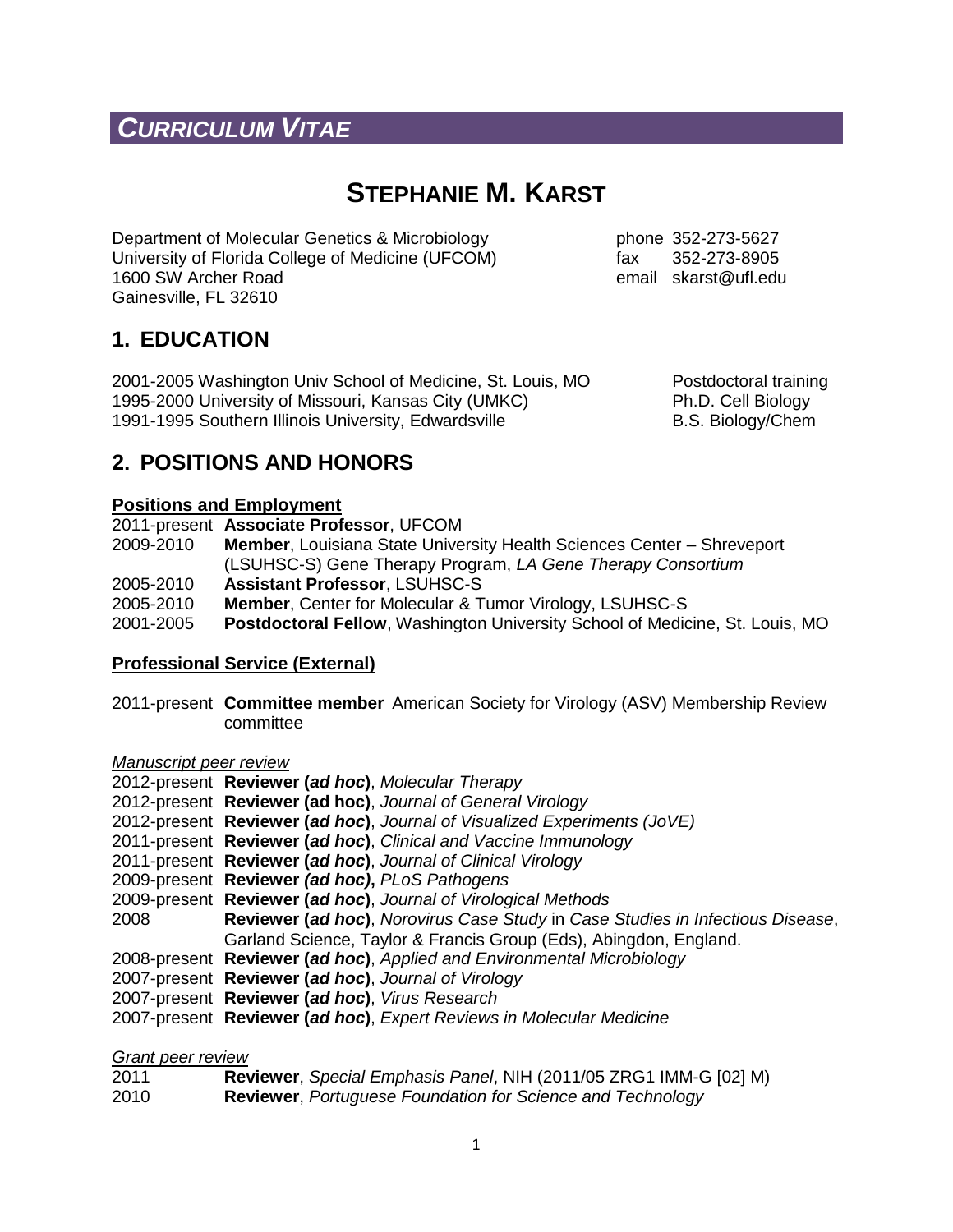# *CURRICULUM VITAE*

# STEPHANIE M. KARST

Department of Molecular Genetics & Microbiology
University of Florida College of Medicine (UFCOM)
1600 SW Archer Road
Gainesville, FL 32610

phone 352-273-5627
fax 352-273-8905
email skarst@ufl.edu

## 1. EDUCATION

| | |
|---|---|
| 2001-2005 Washington Univ School of Medicine, St. Louis, MO | Postdoctoral training |
| 1995-2000 University of Missouri, Kansas City (UMKC) | Ph.D. Cell Biology |
| 1991-1995 Southern Illinois University, Edwardsville | B.S. Biology/Chem |

## 2. POSITIONS AND HONORS

### Positions and Employment

2011-present **Associate Professor**, UFCOM
2009-2010 **Member**, Louisiana State University Health Sciences Center – Shreveport (LSUHSC-S) Gene Therapy Program, *LA Gene Therapy Consortium*
2005-2010 **Assistant Professor**, LSUHSC-S
2005-2010 **Member**, Center for Molecular & Tumor Virology, LSUHSC-S
2001-2005 **Postdoctoral Fellow**, Washington University School of Medicine, St. Louis, MO

### Professional Service (External)

2011-present **Committee member** American Society for Virology (ASV) Membership Review committee

*Manuscript peer review*

2012-present **Reviewer (*ad hoc*)**, *Molecular Therapy*
2012-present **Reviewer (ad hoc)**, *Journal of General Virology*
2012-present **Reviewer (*ad hoc*)**, *Journal of Visualized Experiments (JoVE)*
2011-present **Reviewer (*ad hoc*)**, *Clinical and Vaccine Immunology*
2011-present **Reviewer (*ad hoc*)**, *Journal of Clinical Virology*
2009-present **Reviewer *(ad hoc)*,** *PLoS Pathogens*
2009-present **Reviewer (*ad hoc*)**, *Journal of Virological Methods*
2008 **Reviewer (*ad hoc*)**, *Norovirus Case Study* in *Case Studies in Infectious Disease*, Garland Science, Taylor & Francis Group (Eds), Abingdon, England.
2008-present **Reviewer (*ad hoc*)**, *Applied and Environmental Microbiology*
2007-present **Reviewer (*ad hoc*)**, *Journal of Virology*
2007-present **Reviewer (*ad hoc*)**, *Virus Research*
2007-present **Reviewer (*ad hoc*)**, *Expert Reviews in Molecular Medicine*

*Grant peer review*

2011 **Reviewer**, *Special Emphasis Panel*, NIH (2011/05 ZRG1 IMM-G [02] M)
2010 **Reviewer**, *Portuguese Foundation for Science and Technology*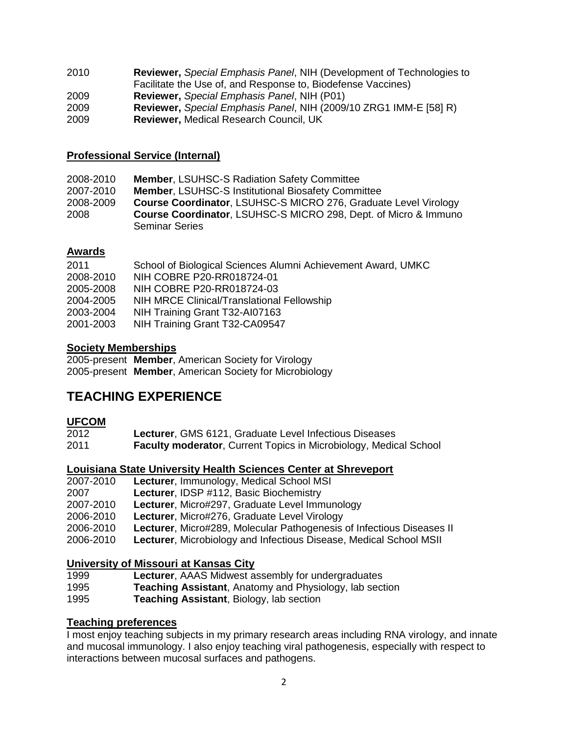2010 **Reviewer,** *Special Emphasis Panel*, NIH (Development of Technologies to Facilitate the Use of, and Response to, Biodefense Vaccines)
2009 **Reviewer,** *Special Emphasis Panel*, NIH (P01)
2009 **Reviewer,** *Special Emphasis Panel*, NIH (2009/10 ZRG1 IMM-E [58] R)
2009 **Reviewer,** Medical Research Council, UK

## Professional Service (Internal)

2008-2010 **Member**, LSUHSC-S Radiation Safety Committee
2007-2010 **Member**, LSUHSC-S Institutional Biosafety Committee
2008-2009 **Course Coordinator**, LSUHSC-S MICRO 276, Graduate Level Virology
2008 **Course Coordinator**, LSUHSC-S MICRO 298, Dept. of Micro & Immuno Seminar Series

## Awards

2011 School of Biological Sciences Alumni Achievement Award, UMKC
2008-2010 NIH COBRE P20-RR018724-01
2005-2008 NIH COBRE P20-RR018724-03
2004-2005 NIH MRCE Clinical/Translational Fellowship
2003-2004 NIH Training Grant T32-AI07163
2001-2003 NIH Training Grant T32-CA09547

## Society Memberships

2005-present **Member**, American Society for Virology
2005-present **Member**, American Society for Microbiology

# TEACHING EXPERIENCE

## UFCOM

2012 **Lecturer**, GMS 6121, Graduate Level Infectious Diseases
2011 **Faculty moderator**, Current Topics in Microbiology, Medical School

## Louisiana State University Health Sciences Center at Shreveport

2007-2010 **Lecturer**, Immunology, Medical School MSI
2007 **Lecturer**, IDSP #112, Basic Biochemistry
2007-2010 **Lecturer**, Micro#297, Graduate Level Immunology
2006-2010 **Lecturer**, Micro#276, Graduate Level Virology
2006-2010 **Lecturer**, Micro#289, Molecular Pathogenesis of Infectious Diseases II
2006-2010 **Lecturer**, Microbiology and Infectious Disease, Medical School MSII

## University of Missouri at Kansas City

1999 **Lecturer**, AAAS Midwest assembly for undergraduates
1995 **Teaching Assistant**, Anatomy and Physiology, lab section
1995 **Teaching Assistant**, Biology, lab section

## Teaching preferences

I most enjoy teaching subjects in my primary research areas including RNA virology, and innate and mucosal immunology. I also enjoy teaching viral pathogenesis, especially with respect to interactions between mucosal surfaces and pathogens.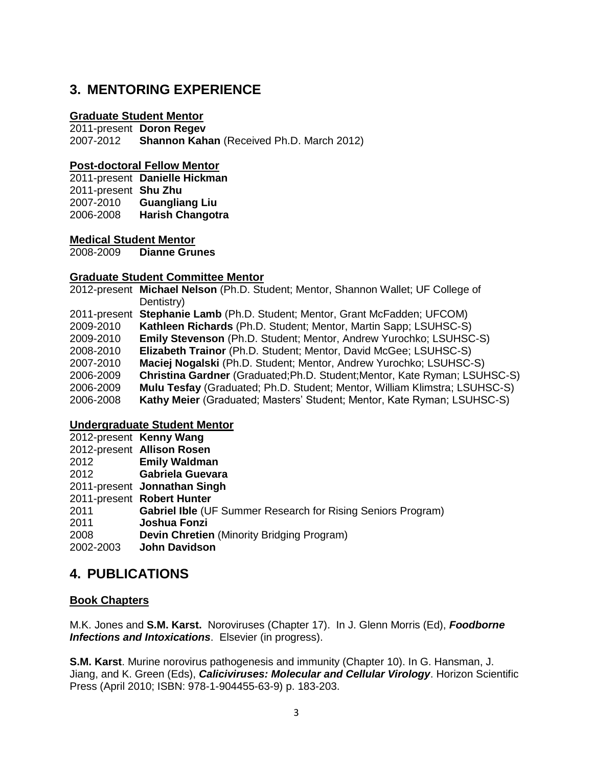## 3. MENTORING EXPERIENCE

### Graduate Student Mentor

2011-present **Doron Regev**
2007-2012 **Shannon Kahan** (Received Ph.D. March 2012)

### Post-doctoral Fellow Mentor

2011-present **Danielle Hickman**
2011-present **Shu Zhu**
2007-2010 **Guangliang Liu**
2006-2008 **Harish Changotra**

### Medical Student Mentor

2008-2009 **Dianne Grunes**

### Graduate Student Committee Mentor

2012-present **Michael Nelson** (Ph.D. Student; Mentor, Shannon Wallet; UF College of Dentistry)
2011-present **Stephanie Lamb** (Ph.D. Student; Mentor, Grant McFadden; UFCOM)
2009-2010 **Kathleen Richards** (Ph.D. Student; Mentor, Martin Sapp; LSUHSC-S)
2009-2010 **Emily Stevenson** (Ph.D. Student; Mentor, Andrew Yurochko; LSUHSC-S)
2008-2010 **Elizabeth Trainor** (Ph.D. Student; Mentor, David McGee; LSUHSC-S)
2007-2010 **Maciej Nogalski** (Ph.D. Student; Mentor, Andrew Yurochko; LSUHSC-S)
2006-2009 **Christina Gardner** (Graduated;Ph.D. Student;Mentor, Kate Ryman; LSUHSC-S)
2006-2009 **Mulu Tesfay** (Graduated; Ph.D. Student; Mentor, William Klimstra; LSUHSC-S)
2006-2008 **Kathy Meier** (Graduated; Masters' Student; Mentor, Kate Ryman; LSUHSC-S)

### Undergraduate Student Mentor

2012-present **Kenny Wang**
2012-present **Allison Rosen**
2012 **Emily Waldman**
2012 **Gabriela Guevara**
2011-present **Jonnathan Singh**
2011-present **Robert Hunter**
2011 **Gabriel Ible** (UF Summer Research for Rising Seniors Program)
2011 **Joshua Fonzi**
2008 **Devin Chretien** (Minority Bridging Program)
2002-2003 **John Davidson**

## 4. PUBLICATIONS

### Book Chapters

M.K. Jones and **S.M. Karst.** Noroviruses (Chapter 17). In J. Glenn Morris (Ed), ***Foodborne Infections and Intoxications***. Elsevier (in progress).

**S.M. Karst**. Murine norovirus pathogenesis and immunity (Chapter 10). In G. Hansman, J. Jiang, and K. Green (Eds), ***Caliciviruses: Molecular and Cellular Virology***. Horizon Scientific Press (April 2010; ISBN: 978-1-904455-63-9) p. 183-203.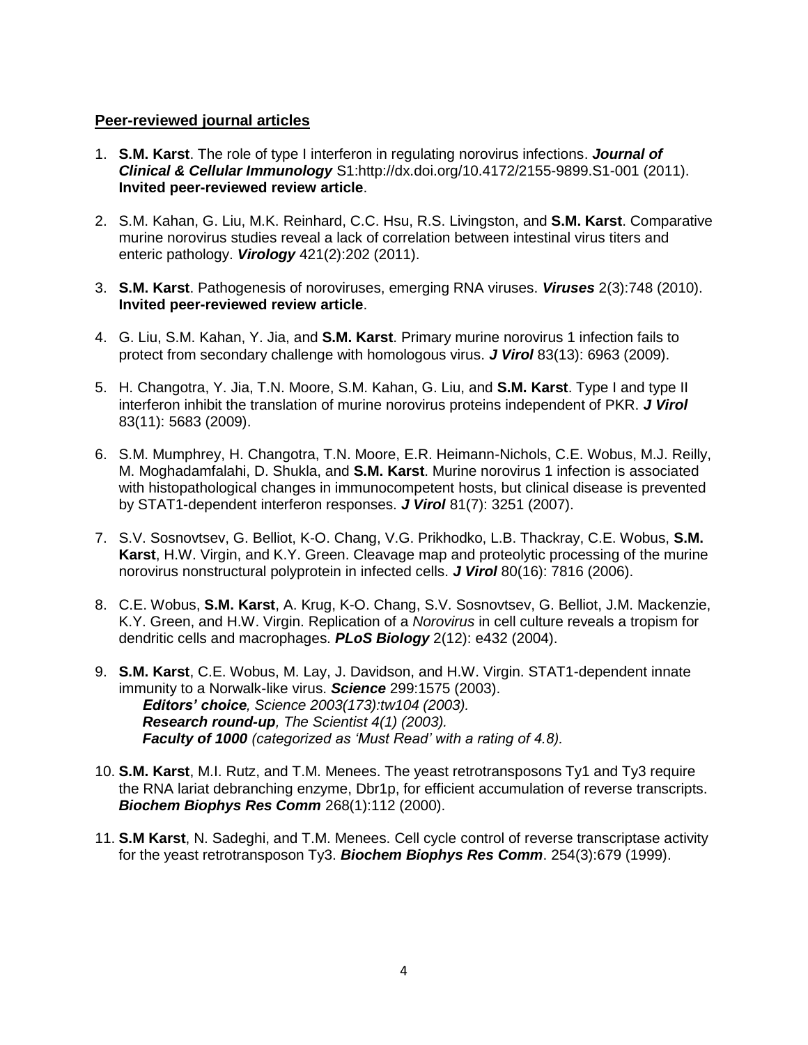## **Peer-reviewed journal articles**

1. **S.M. Karst**. The role of type I interferon in regulating norovirus infections. ***Journal of Clinical & Cellular Immunology*** S1:http://dx.doi.org/10.4172/2155-9899.S1-001 (2011). **Invited peer-reviewed review article**.

2. S.M. Kahan, G. Liu, M.K. Reinhard, C.C. Hsu, R.S. Livingston, and **S.M. Karst**. Comparative murine norovirus studies reveal a lack of correlation between intestinal virus titers and enteric pathology. ***Virology*** 421(2):202 (2011).

3. **S.M. Karst**. Pathogenesis of noroviruses, emerging RNA viruses. ***Viruses*** 2(3):748 (2010). **Invited peer-reviewed review article**.

4. G. Liu, S.M. Kahan, Y. Jia, and **S.M. Karst**. Primary murine norovirus 1 infection fails to protect from secondary challenge with homologous virus. ***J Virol*** 83(13): 6963 (2009).

5. H. Changotra, Y. Jia, T.N. Moore, S.M. Kahan, G. Liu, and **S.M. Karst**. Type I and type II interferon inhibit the translation of murine norovirus proteins independent of PKR. ***J Virol*** 83(11): 5683 (2009).

6. S.M. Mumphrey, H. Changotra, T.N. Moore, E.R. Heimann-Nichols, C.E. Wobus, M.J. Reilly, M. Moghadamfalahi, D. Shukla, and **S.M. Karst**. Murine norovirus 1 infection is associated with histopathological changes in immunocompetent hosts, but clinical disease is prevented by STAT1-dependent interferon responses. ***J Virol*** 81(7): 3251 (2007).

7. S.V. Sosnovtsev, G. Belliot, K-O. Chang, V.G. Prikhodko, L.B. Thackray, C.E. Wobus, **S.M. Karst**, H.W. Virgin, and K.Y. Green. Cleavage map and proteolytic processing of the murine norovirus nonstructural polyprotein in infected cells. ***J Virol*** 80(16): 7816 (2006).

8. C.E. Wobus, **S.M. Karst**, A. Krug, K-O. Chang, S.V. Sosnovtsev, G. Belliot, J.M. Mackenzie, K.Y. Green, and H.W. Virgin. Replication of a *Norovirus* in cell culture reveals a tropism for dendritic cells and macrophages. ***PLoS Biology*** 2(12): e432 (2004).

9. **S.M. Karst**, C.E. Wobus, M. Lay, J. Davidson, and H.W. Virgin. STAT1-dependent innate immunity to a Norwalk-like virus. ***Science*** 299:1575 (2003).
   ***Editors' choice**, Science 2003(173):tw104 (2003).*
   ***Research round-up**, The Scientist 4(1) (2003).*
   ***Faculty of 1000** (categorized as 'Must Read' with a rating of 4.8).*

10. **S.M. Karst**, M.I. Rutz, and T.M. Menees. The yeast retrotransposons Ty1 and Ty3 require the RNA lariat debranching enzyme, Dbr1p, for efficient accumulation of reverse transcripts. ***Biochem Biophys Res Comm*** 268(1):112 (2000).

11. **S.M Karst**, N. Sadeghi, and T.M. Menees. Cell cycle control of reverse transcriptase activity for the yeast retrotransposon Ty3. ***Biochem Biophys Res Comm***. 254(3):679 (1999).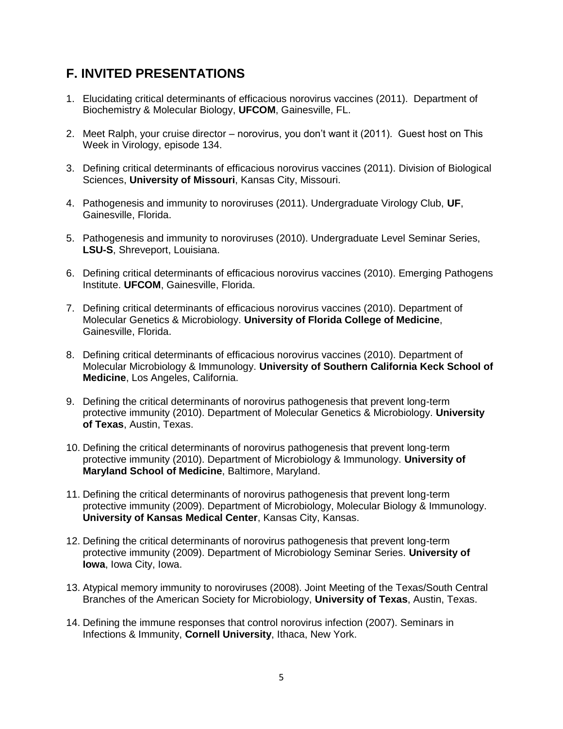## F. INVITED PRESENTATIONS

1. Elucidating critical determinants of efficacious norovirus vaccines (2011). Department of Biochemistry & Molecular Biology, **UFCOM**, Gainesville, FL.

2. Meet Ralph, your cruise director – norovirus, you don't want it (2011). Guest host on This Week in Virology, episode 134.

3. Defining critical determinants of efficacious norovirus vaccines (2011). Division of Biological Sciences, **University of Missouri**, Kansas City, Missouri.

4. Pathogenesis and immunity to noroviruses (2011). Undergraduate Virology Club, **UF**, Gainesville, Florida.

5. Pathogenesis and immunity to noroviruses (2010). Undergraduate Level Seminar Series, **LSU-S**, Shreveport, Louisiana.

6. Defining critical determinants of efficacious norovirus vaccines (2010). Emerging Pathogens Institute. **UFCOM**, Gainesville, Florida.

7. Defining critical determinants of efficacious norovirus vaccines (2010). Department of Molecular Genetics & Microbiology. **University of Florida College of Medicine**, Gainesville, Florida.

8. Defining critical determinants of efficacious norovirus vaccines (2010). Department of Molecular Microbiology & Immunology. **University of Southern California Keck School of Medicine**, Los Angeles, California.

9. Defining the critical determinants of norovirus pathogenesis that prevent long-term protective immunity (2010). Department of Molecular Genetics & Microbiology. **University of Texas**, Austin, Texas.

10. Defining the critical determinants of norovirus pathogenesis that prevent long-term protective immunity (2010). Department of Microbiology & Immunology. **University of Maryland School of Medicine**, Baltimore, Maryland.

11. Defining the critical determinants of norovirus pathogenesis that prevent long-term protective immunity (2009). Department of Microbiology, Molecular Biology & Immunology. **University of Kansas Medical Center**, Kansas City, Kansas.

12. Defining the critical determinants of norovirus pathogenesis that prevent long-term protective immunity (2009). Department of Microbiology Seminar Series. **University of Iowa**, Iowa City, Iowa.

13. Atypical memory immunity to noroviruses (2008). Joint Meeting of the Texas/South Central Branches of the American Society for Microbiology, **University of Texas**, Austin, Texas.

14. Defining the immune responses that control norovirus infection (2007). Seminars in Infections & Immunity, **Cornell University**, Ithaca, New York.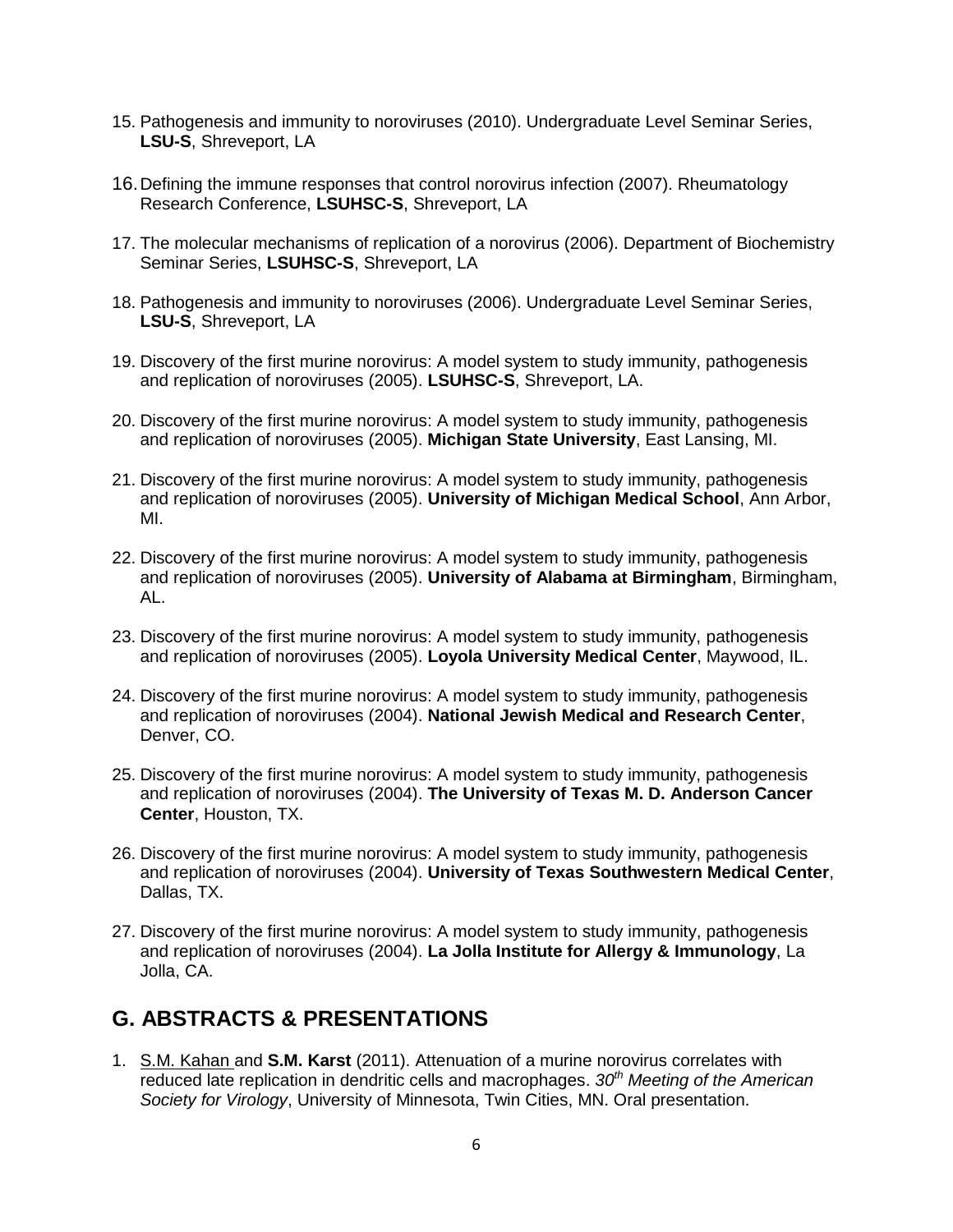15. Pathogenesis and immunity to noroviruses (2010). Undergraduate Level Seminar Series, **LSU-S**, Shreveport, LA

16. Defining the immune responses that control norovirus infection (2007). Rheumatology Research Conference, **LSUHSC-S**, Shreveport, LA

17. The molecular mechanisms of replication of a norovirus (2006). Department of Biochemistry Seminar Series, **LSUHSC-S**, Shreveport, LA

18. Pathogenesis and immunity to noroviruses (2006). Undergraduate Level Seminar Series, **LSU-S**, Shreveport, LA

19. Discovery of the first murine norovirus: A model system to study immunity, pathogenesis and replication of noroviruses (2005). **LSUHSC-S**, Shreveport, LA.

20. Discovery of the first murine norovirus: A model system to study immunity, pathogenesis and replication of noroviruses (2005). **Michigan State University**, East Lansing, MI.

21. Discovery of the first murine norovirus: A model system to study immunity, pathogenesis and replication of noroviruses (2005). **University of Michigan Medical School**, Ann Arbor, MI.

22. Discovery of the first murine norovirus: A model system to study immunity, pathogenesis and replication of noroviruses (2005). **University of Alabama at Birmingham**, Birmingham, AL.

23. Discovery of the first murine norovirus: A model system to study immunity, pathogenesis and replication of noroviruses (2005). **Loyola University Medical Center**, Maywood, IL.

24. Discovery of the first murine norovirus: A model system to study immunity, pathogenesis and replication of noroviruses (2004). **National Jewish Medical and Research Center**, Denver, CO.

25. Discovery of the first murine norovirus: A model system to study immunity, pathogenesis and replication of noroviruses (2004). **The University of Texas M. D. Anderson Cancer Center**, Houston, TX.

26. Discovery of the first murine norovirus: A model system to study immunity, pathogenesis and replication of noroviruses (2004). **University of Texas Southwestern Medical Center**, Dallas, TX.

27. Discovery of the first murine norovirus: A model system to study immunity, pathogenesis and replication of noroviruses (2004). **La Jolla Institute for Allergy & Immunology**, La Jolla, CA.

## G. ABSTRACTS & PRESENTATIONS

1. S.M. Kahan and **S.M. Karst** (2011). Attenuation of a murine norovirus correlates with reduced late replication in dendritic cells and macrophages. *30th Meeting of the American Society for Virology*, University of Minnesota, Twin Cities, MN. Oral presentation.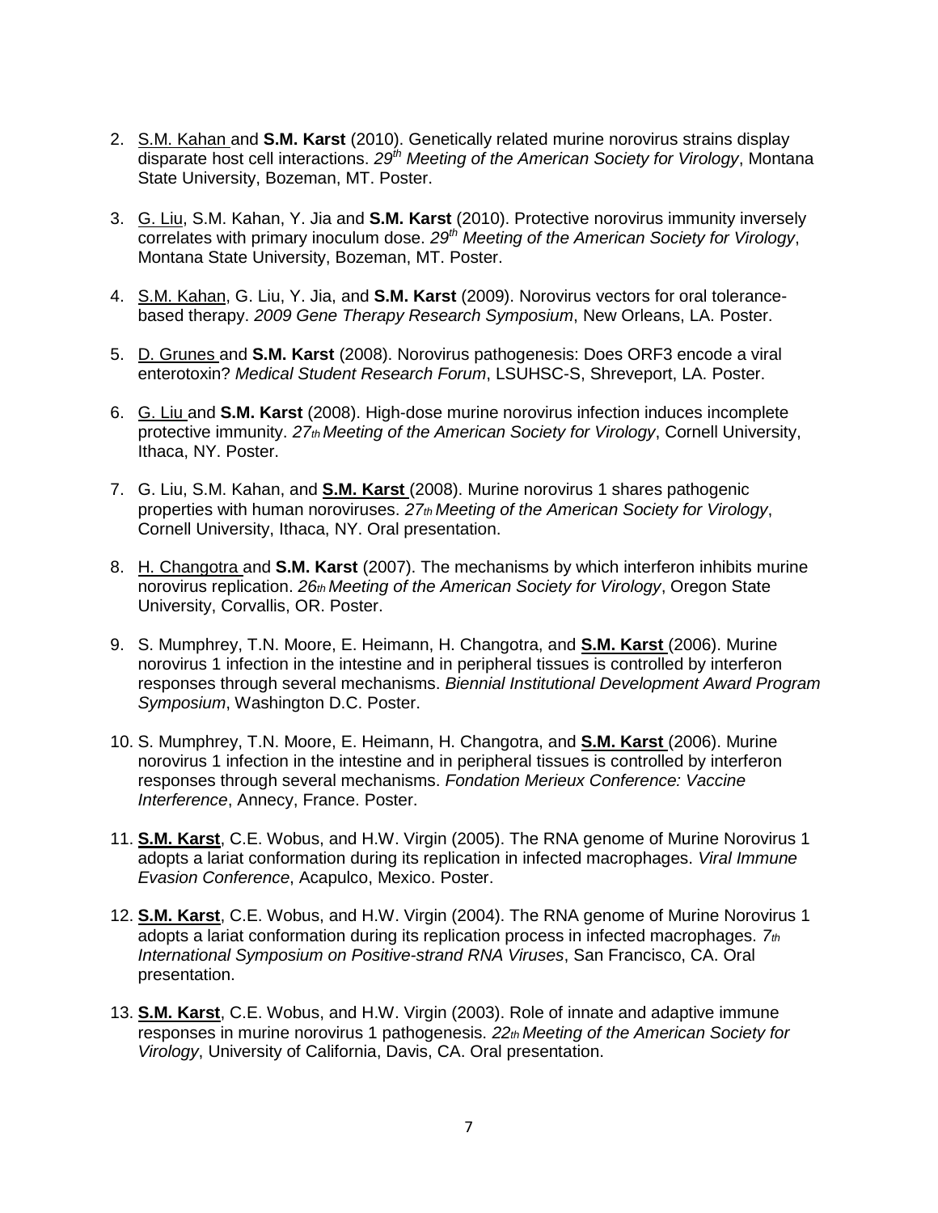2. S.M. Kahan and **S.M. Karst** (2010). Genetically related murine norovirus strains display disparate host cell interactions. *29th Meeting of the American Society for Virology*, Montana State University, Bozeman, MT. Poster.

3. G. Liu, S.M. Kahan, Y. Jia and **S.M. Karst** (2010). Protective norovirus immunity inversely correlates with primary inoculum dose. *29th Meeting of the American Society for Virology*, Montana State University, Bozeman, MT. Poster.

4. S.M. Kahan, G. Liu, Y. Jia, and **S.M. Karst** (2009). Norovirus vectors for oral tolerance-based therapy. *2009 Gene Therapy Research Symposium*, New Orleans, LA. Poster.

5. D. Grunes and **S.M. Karst** (2008). Norovirus pathogenesis: Does ORF3 encode a viral enterotoxin? *Medical Student Research Forum*, LSUHSC-S, Shreveport, LA. Poster.

6. G. Liu and **S.M. Karst** (2008). High-dose murine norovirus infection induces incomplete protective immunity. *27th Meeting of the American Society for Virology*, Cornell University, Ithaca, NY. Poster.

7. G. Liu, S.M. Kahan, and **S.M. Karst** (2008). Murine norovirus 1 shares pathogenic properties with human noroviruses. *27th Meeting of the American Society for Virology*, Cornell University, Ithaca, NY. Oral presentation.

8. H. Changotra and **S.M. Karst** (2007). The mechanisms by which interferon inhibits murine norovirus replication. *26th Meeting of the American Society for Virology*, Oregon State University, Corvallis, OR. Poster.

9. S. Mumphrey, T.N. Moore, E. Heimann, H. Changotra, and **S.M. Karst** (2006). Murine norovirus 1 infection in the intestine and in peripheral tissues is controlled by interferon responses through several mechanisms. *Biennial Institutional Development Award Program Symposium*, Washington D.C. Poster.

10. S. Mumphrey, T.N. Moore, E. Heimann, H. Changotra, and **S.M. Karst** (2006). Murine norovirus 1 infection in the intestine and in peripheral tissues is controlled by interferon responses through several mechanisms. *Fondation Merieux Conference: Vaccine Interference*, Annecy, France. Poster.

11. **S.M. Karst**, C.E. Wobus, and H.W. Virgin (2005). The RNA genome of Murine Norovirus 1 adopts a lariat conformation during its replication in infected macrophages. *Viral Immune Evasion Conference*, Acapulco, Mexico. Poster.

12. **S.M. Karst**, C.E. Wobus, and H.W. Virgin (2004). The RNA genome of Murine Norovirus 1 adopts a lariat conformation during its replication process in infected macrophages. *7th International Symposium on Positive-strand RNA Viruses*, San Francisco, CA. Oral presentation.

13. **S.M. Karst**, C.E. Wobus, and H.W. Virgin (2003). Role of innate and adaptive immune responses in murine norovirus 1 pathogenesis. *22th Meeting of the American Society for Virology*, University of California, Davis, CA. Oral presentation.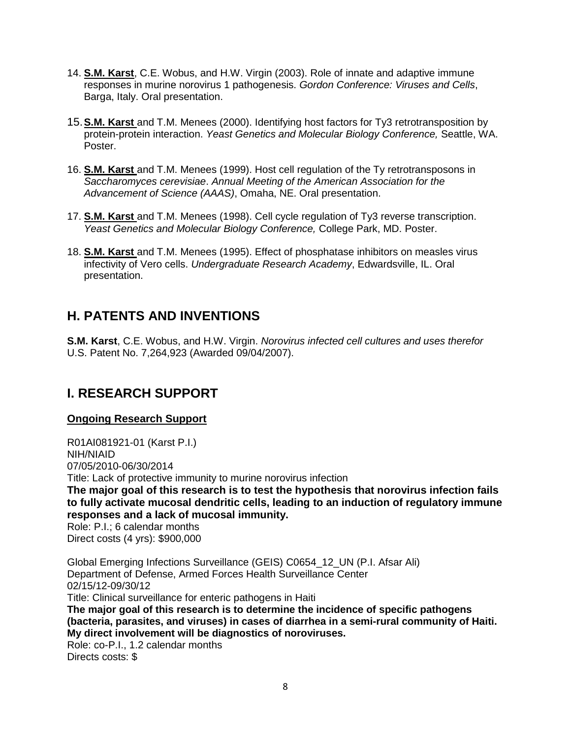14. **S.M. Karst**, C.E. Wobus, and H.W. Virgin (2003). Role of innate and adaptive immune responses in murine norovirus 1 pathogenesis. *Gordon Conference: Viruses and Cells*, Barga, Italy. Oral presentation.

15. **S.M. Karst** and T.M. Menees (2000). Identifying host factors for Ty3 retrotransposition by protein-protein interaction. *Yeast Genetics and Molecular Biology Conference,* Seattle, WA. Poster.

16. **S.M. Karst** and T.M. Menees (1999). Host cell regulation of the Ty retrotransposons in *Saccharomyces cerevisiae*. *Annual Meeting of the American Association for the Advancement of Science (AAAS)*, Omaha, NE. Oral presentation.

17. **S.M. Karst** and T.M. Menees (1998). Cell cycle regulation of Ty3 reverse transcription. *Yeast Genetics and Molecular Biology Conference,* College Park, MD. Poster.

18. **S.M. Karst** and T.M. Menees (1995). Effect of phosphatase inhibitors on measles virus infectivity of Vero cells. *Undergraduate Research Academy*, Edwardsville, IL. Oral presentation.

## H. PATENTS AND INVENTIONS

**S.M. Karst**, C.E. Wobus, and H.W. Virgin. *Norovirus infected cell cultures and uses therefor* U.S. Patent No. 7,264,923 (Awarded 09/04/2007).

## I. RESEARCH SUPPORT

### Ongoing Research Support

R01AI081921-01 (Karst P.I.)
NIH/NIAID
07/05/2010-06/30/2014
Title: Lack of protective immunity to murine norovirus infection
**The major goal of this research is to test the hypothesis that norovirus infection fails to fully activate mucosal dendritic cells, leading to an induction of regulatory immune responses and a lack of mucosal immunity.**
Role: P.I.; 6 calendar months
Direct costs (4 yrs): $900,000

Global Emerging Infections Surveillance (GEIS) C0654_12_UN (P.I. Afsar Ali)
Department of Defense, Armed Forces Health Surveillance Center
02/15/12-09/30/12
Title: Clinical surveillance for enteric pathogens in Haiti
**The major goal of this research is to determine the incidence of specific pathogens (bacteria, parasites, and viruses) in cases of diarrhea in a semi-rural community of Haiti. My direct involvement will be diagnostics of noroviruses.**
Role: co-P.I., 1.2 calendar months
Directs costs: $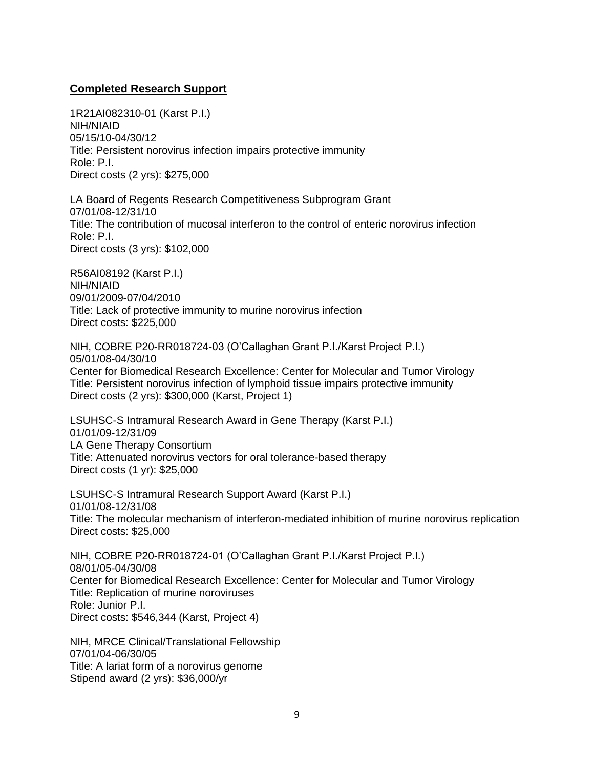## **Completed Research Support**

1R21AI082310-01 (Karst P.I.)
NIH/NIAID
05/15/10-04/30/12
Title: Persistent norovirus infection impairs protective immunity
Role: P.I.
Direct costs (2 yrs): $275,000

LA Board of Regents Research Competitiveness Subprogram Grant
07/01/08-12/31/10
Title: The contribution of mucosal interferon to the control of enteric norovirus infection
Role: P.I.
Direct costs (3 yrs): $102,000

R56AI08192 (Karst P.I.)
NIH/NIAID
09/01/2009-07/04/2010
Title: Lack of protective immunity to murine norovirus infection
Direct costs: $225,000

NIH, COBRE P20-RR018724-03 (O'Callaghan Grant P.I./Karst Project P.I.)
05/01/08-04/30/10
Center for Biomedical Research Excellence: Center for Molecular and Tumor Virology
Title: Persistent norovirus infection of lymphoid tissue impairs protective immunity
Direct costs (2 yrs): $300,000 (Karst, Project 1)

LSUHSC-S Intramural Research Award in Gene Therapy (Karst P.I.)
01/01/09-12/31/09
LA Gene Therapy Consortium
Title: Attenuated norovirus vectors for oral tolerance-based therapy
Direct costs (1 yr): $25,000

LSUHSC-S Intramural Research Support Award (Karst P.I.)
01/01/08-12/31/08
Title: The molecular mechanism of interferon-mediated inhibition of murine norovirus replication
Direct costs: $25,000

NIH, COBRE P20-RR018724-01 (O'Callaghan Grant P.I./Karst Project P.I.)
08/01/05-04/30/08
Center for Biomedical Research Excellence: Center for Molecular and Tumor Virology
Title: Replication of murine noroviruses
Role: Junior P.I.
Direct costs: $546,344 (Karst, Project 4)

NIH, MRCE Clinical/Translational Fellowship
07/01/04-06/30/05
Title: A lariat form of a norovirus genome
Stipend award (2 yrs): $36,000/yr